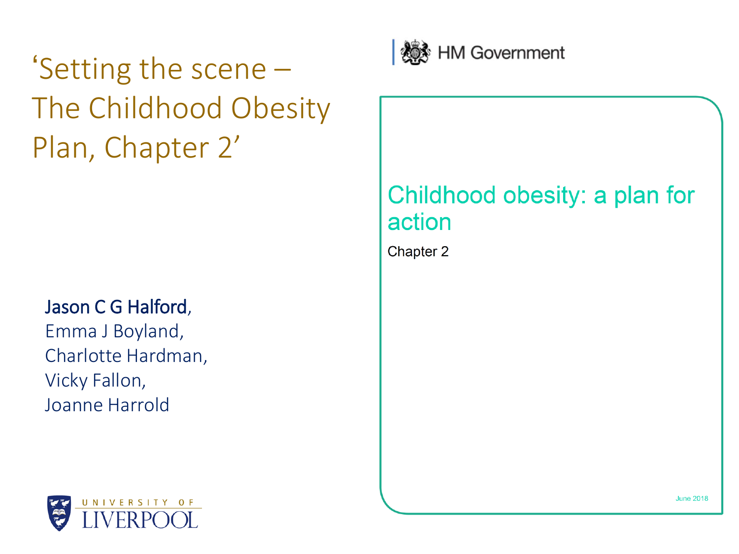# 'Setting the scene – The Childhood Obesity Plan, Chapter 2'

**Jason C G Halford**,
Emma J Boyland,
Charlotte Hardman,
Vicky Fallon,
Joanne Harrold

UNIVERSITY OF LIVERPOOL

HM Government

## Childhood obesity: a plan for action

Chapter 2

June 2018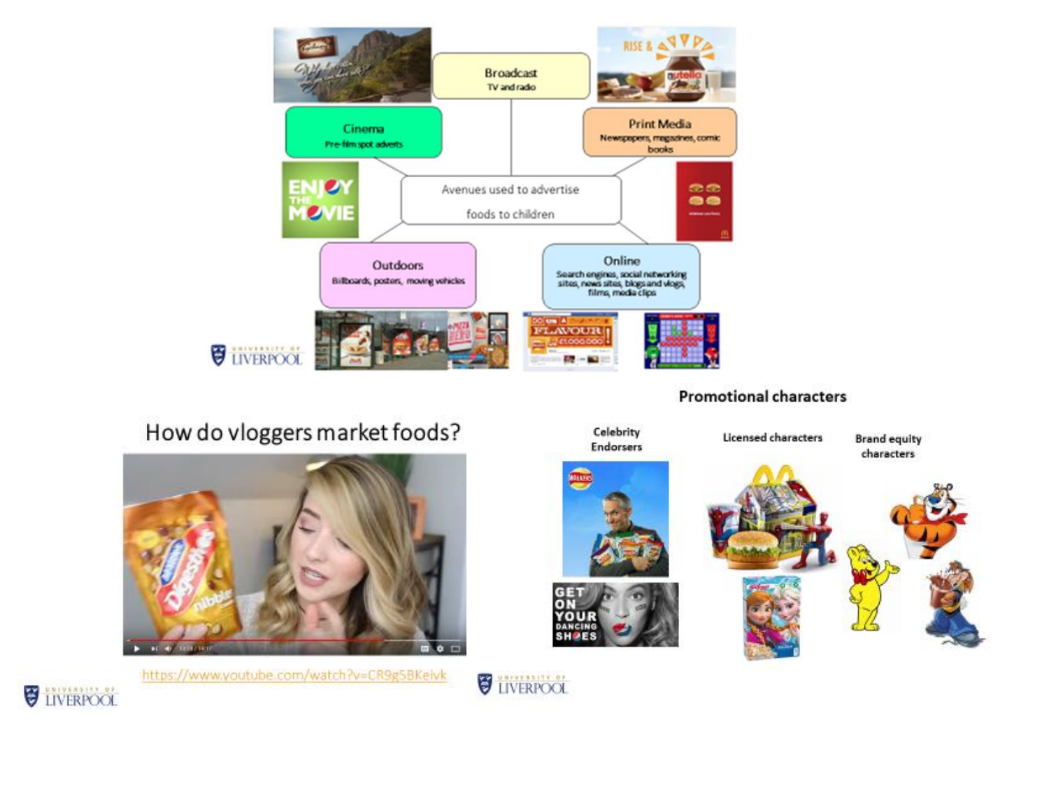Broadcast
TV and radio

Cinema
Pre-film spot adverts

Print Media
Newspapers, magazines, comic books

Avenues used to advertise foods to children

Outdoors
Billboards, posters, moving vehicles

Online
Search engines, social networking sites, news sites, blogs and vlogs, films, media clips

## How do vloggers market foods?

https://www.youtube.com/watch?v=CR9g5BKeivk

## Promotional characters

Celebrity Endorsers

Licensed characters

Brand equity characters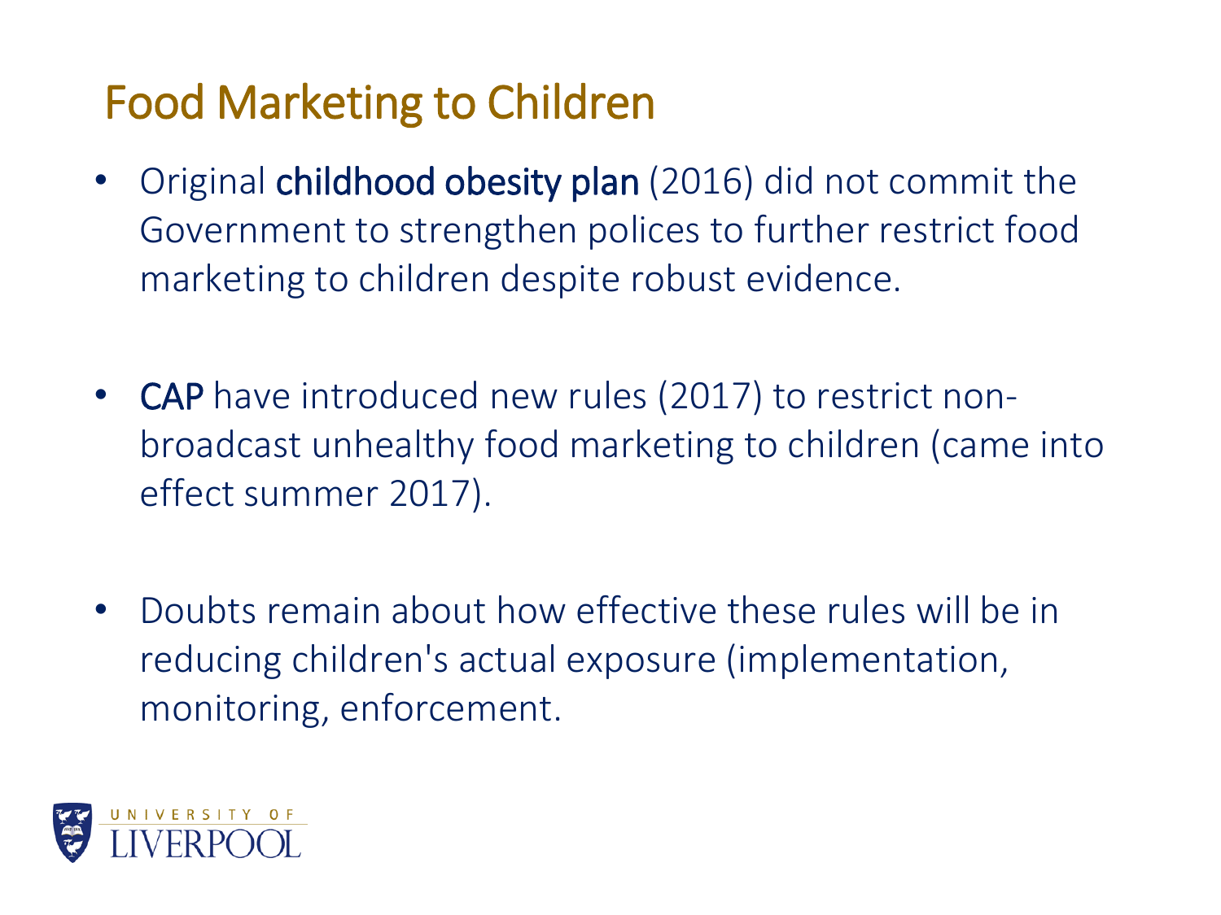# Food Marketing to Children

- Original **childhood obesity plan** (2016) did not commit the Government to strengthen polices to further restrict food marketing to children despite robust evidence.

- **CAP** have introduced new rules (2017) to restrict non-broadcast unhealthy food marketing to children (came into effect summer 2017).

- Doubts remain about how effective these rules will be in reducing children's actual exposure (implementation, monitoring, enforcement.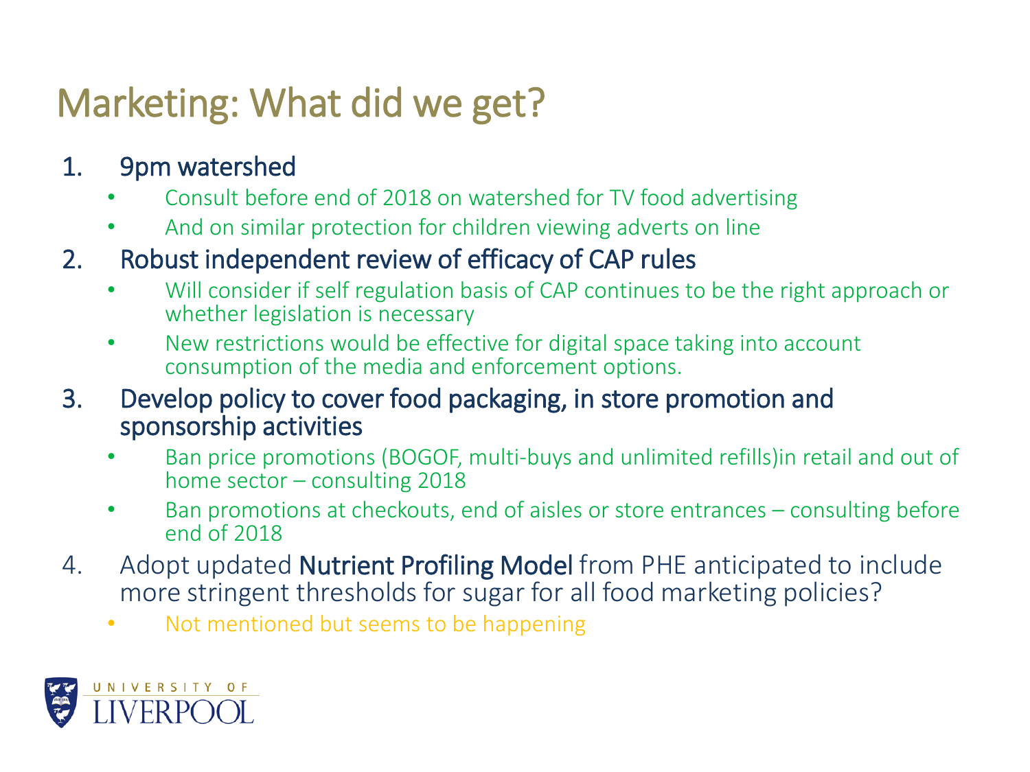# Marketing: What did we get?

1. 9pm watershed
   - Consult before end of 2018 on watershed for TV food advertising
   - And on similar protection for children viewing adverts on line
2. Robust independent review of efficacy of CAP rules
   - Will consider if self regulation basis of CAP continues to be the right approach or whether legislation is necessary
   - New restrictions would be effective for digital space taking into account consumption of the media and enforcement options.
3. Develop policy to cover food packaging, in store promotion and sponsorship activities
   - Ban price promotions (BOGOF, multi-buys and unlimited refills)in retail and out of home sector – consulting 2018
   - Ban promotions at checkouts, end of aisles or store entrances – consulting before end of 2018
4. Adopt updated Nutrient Profiling Model from PHE anticipated to include more stringent thresholds for sugar for all food marketing policies?
   - Not mentioned but seems to be happening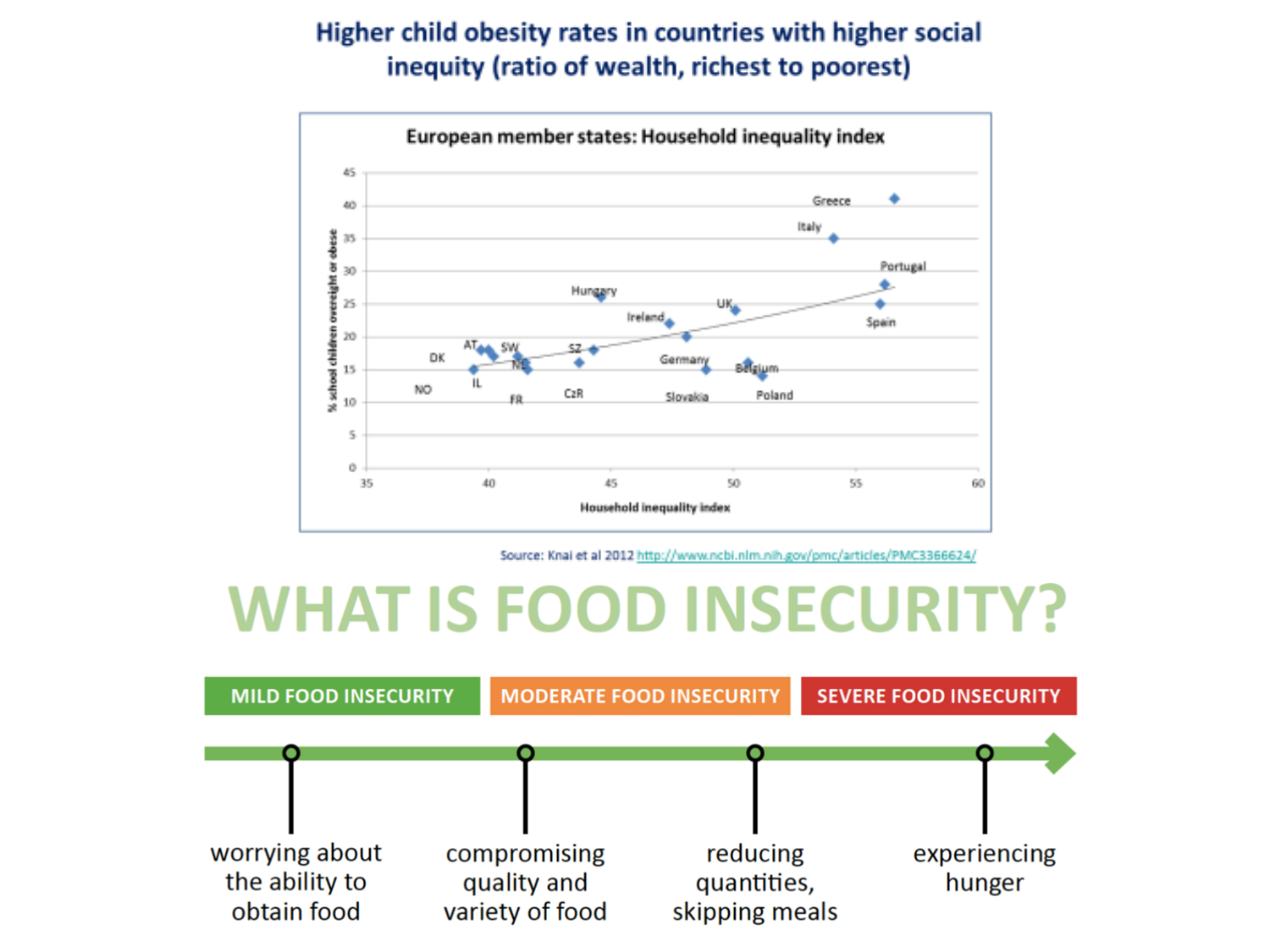## Higher child obesity rates in countries with higher social inequity (ratio of wealth, richest to poorest)

**European member states: Household inequality index**

% school children overweight or obese

Household inequality index

Greece, Italy, Portugal, Spain, Hungary, UK, Ireland, Germany, Belgium, Poland, Slovakia, CzR, SZ, SW, AT, NL, DK, IL, NO, FR

Source: Knai et al 2012 http://www.ncbi.nlm.nih.gov/pmc/articles/PMC3366624/

# WHAT IS FOOD INSECURITY?

| MILD FOOD INSECURITY | MODERATE FOOD INSECURITY | SEVERE FOOD INSECURITY |
| --- | --- | --- |

- worrying about the ability to obtain food
- compromising quality and variety of food
- reducing quantities, skipping meals
- experiencing hunger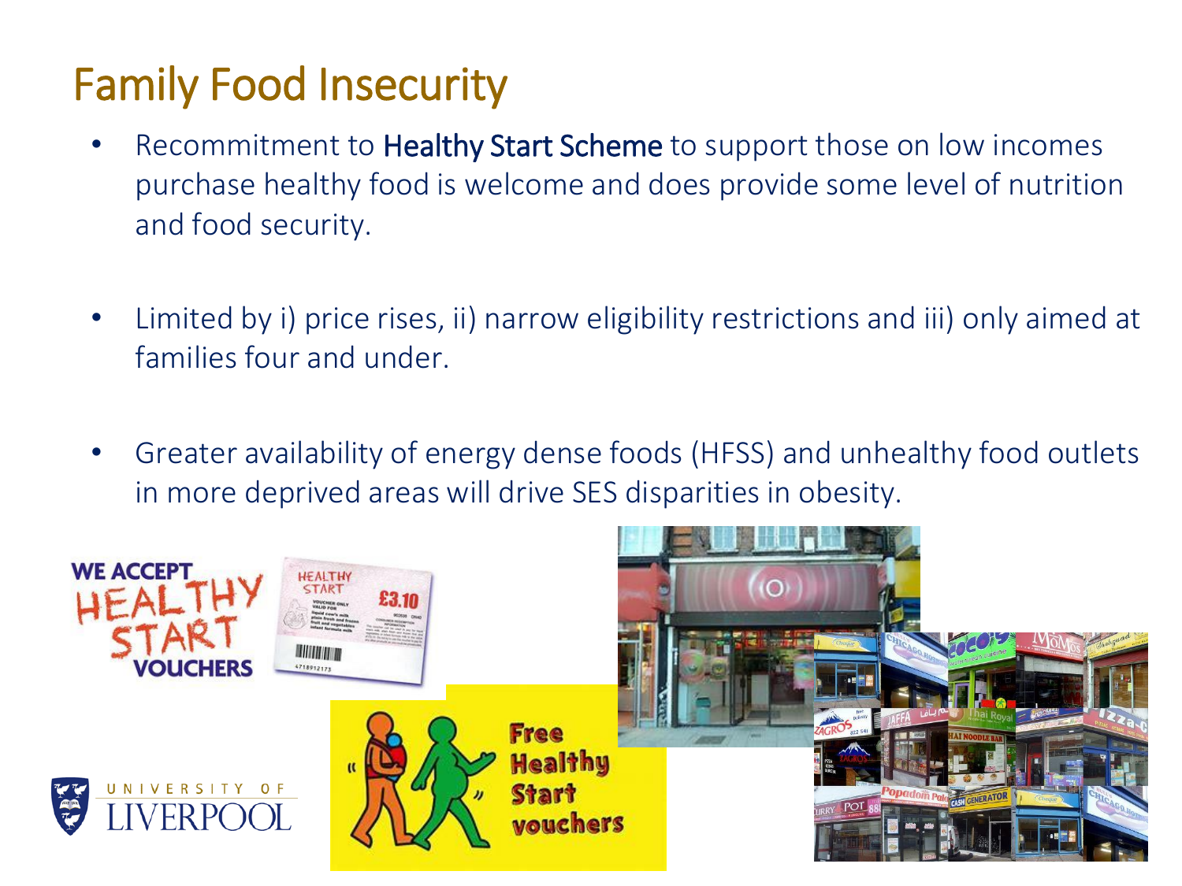# Family Food Insecurity

- Recommitment to **Healthy Start Scheme** to support those on low incomes purchase healthy food is welcome and does provide some level of nutrition and food security.
- Limited by i) price rises, ii) narrow eligibility restrictions and iii) only aimed at families four and under.
- Greater availability of energy dense foods (HFSS) and unhealthy food outlets in more deprived areas will drive SES disparities in obesity.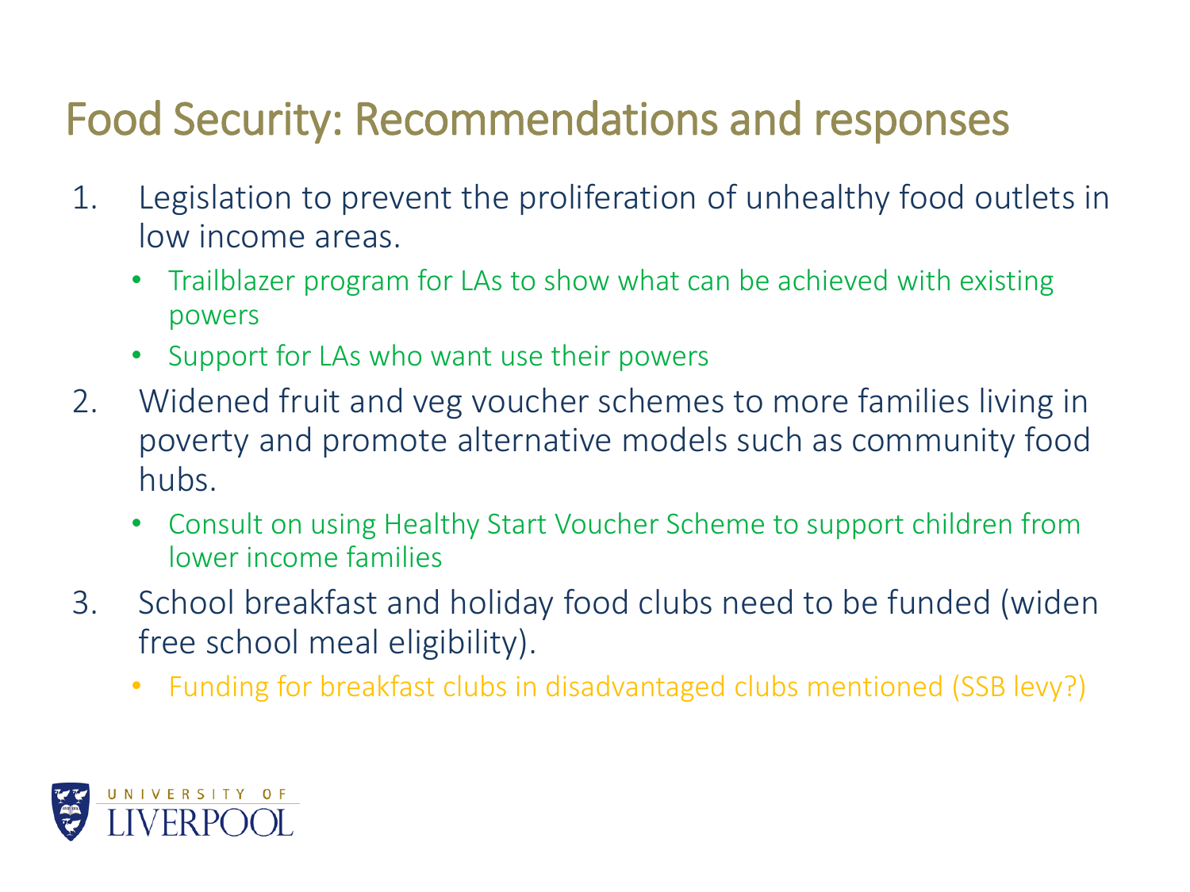# Food Security: Recommendations and responses

1. Legislation to prevent the proliferation of unhealthy food outlets in low income areas.
   - Trailblazer program for LAs to show what can be achieved with existing powers
   - Support for LAs who want use their powers
2. Widened fruit and veg voucher schemes to more families living in poverty and promote alternative models such as community food hubs.
   - Consult on using Healthy Start Voucher Scheme to support children from lower income families
3. School breakfast and holiday food clubs need to be funded (widen free school meal eligibility).
   - Funding for breakfast clubs in disadvantaged clubs mentioned (SSB levy?)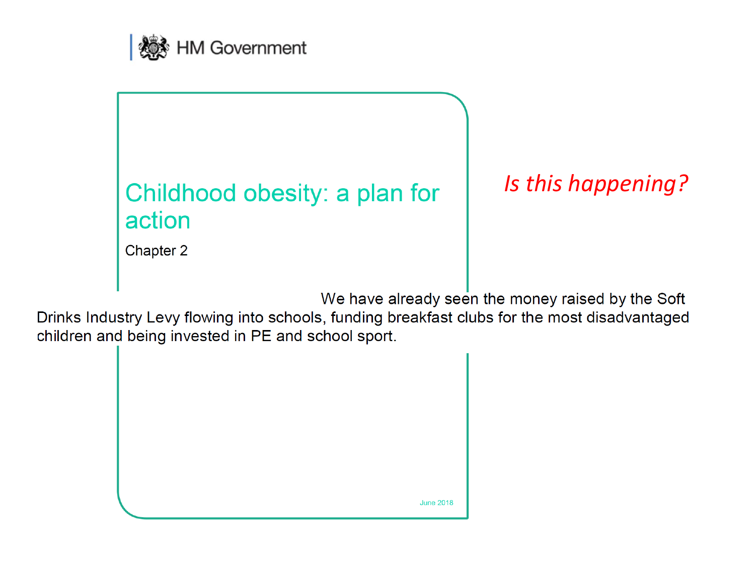HM Government

# Childhood obesity: a plan for action

Chapter 2

June 2018

*Is this happening?*

We have already seen the money raised by the Soft Drinks Industry Levy flowing into schools, funding breakfast clubs for the most disadvantaged children and being invested in PE and school sport.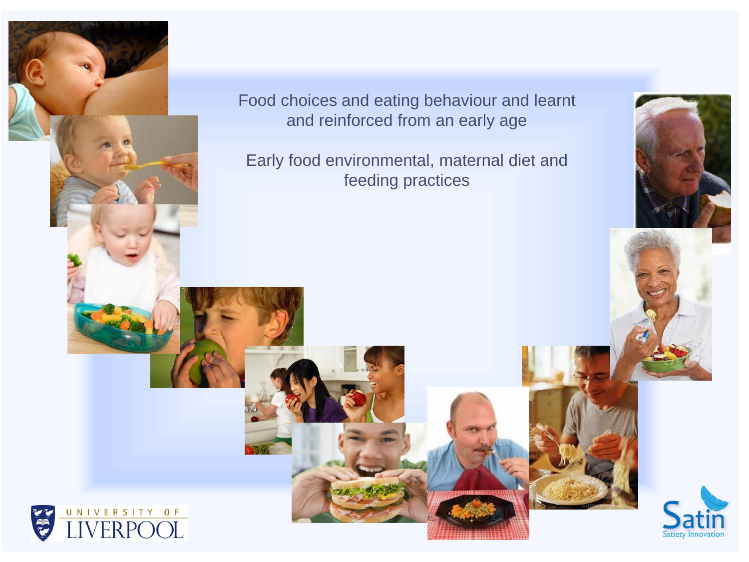Food choices and eating behaviour and learnt and reinforced from an early age

Early food environmental, maternal diet and feeding practices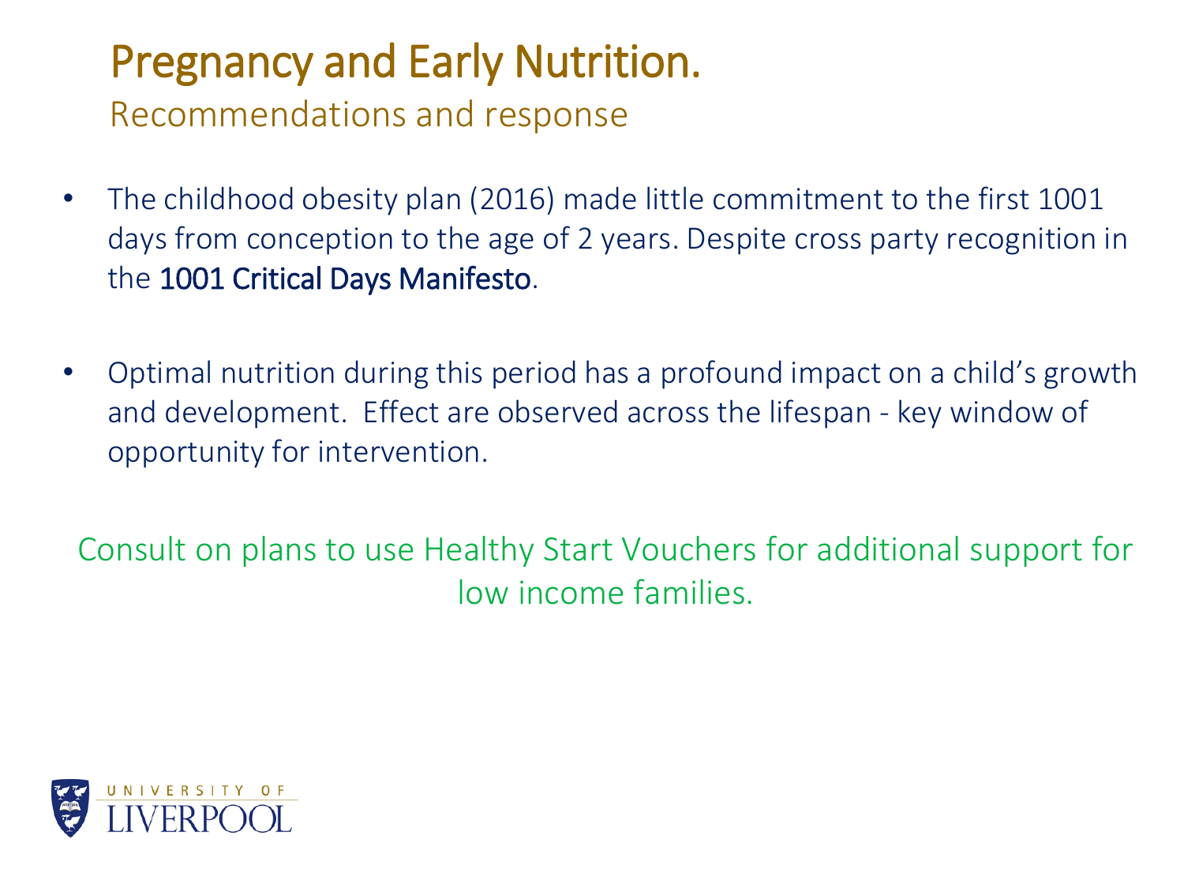# Pregnancy and Early Nutrition.

## Recommendations and response

- The childhood obesity plan (2016) made little commitment to the first 1001 days from conception to the age of 2 years. Despite cross party recognition in the 1001 Critical Days Manifesto.
- Optimal nutrition during this period has a profound impact on a child's growth and development. Effect are observed across the lifespan - key window of opportunity for intervention.

Consult on plans to use Healthy Start Vouchers for additional support for low income families.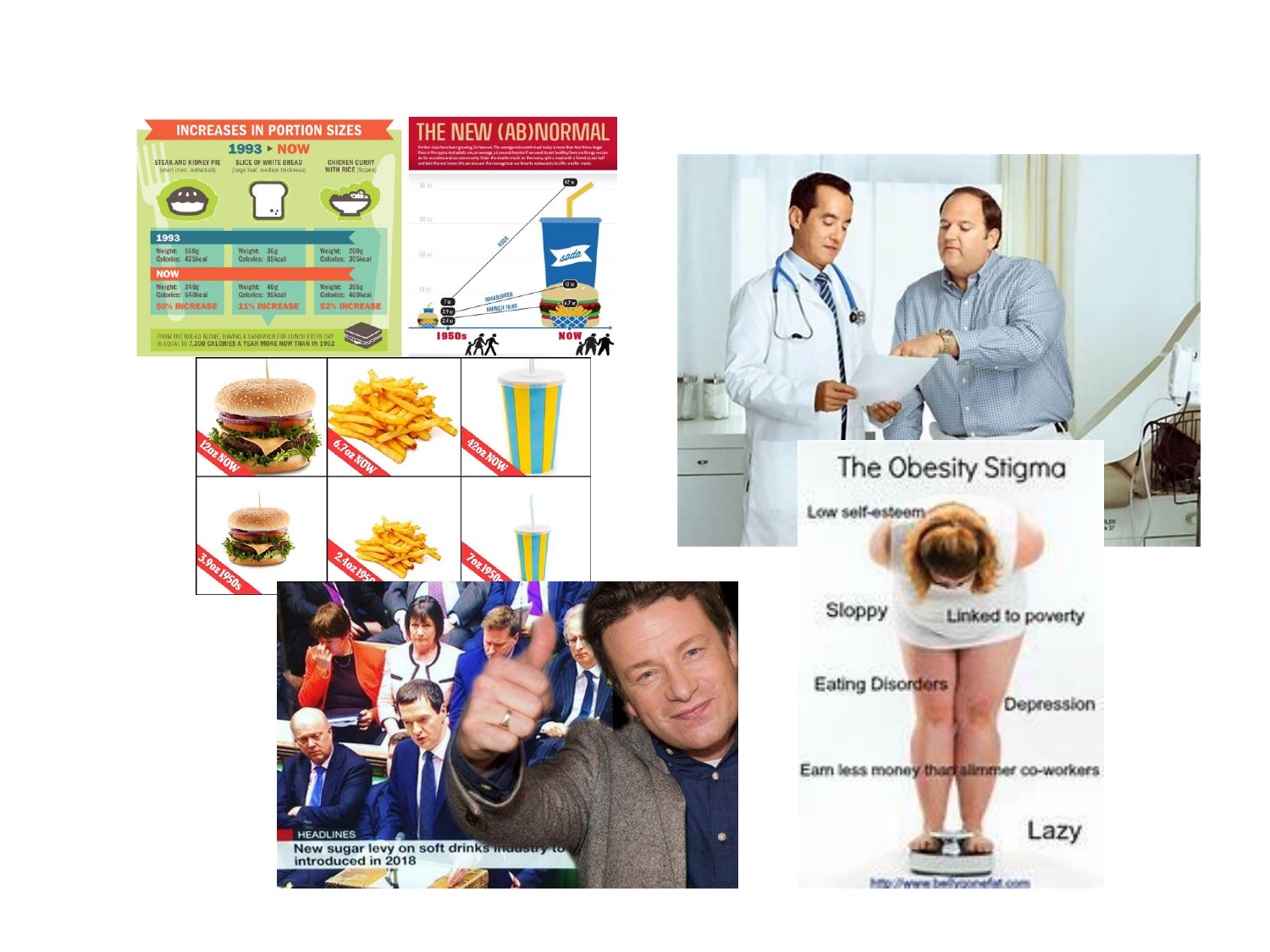## INCREASES IN PORTION SIZES

### 1993 ▸ NOW

| | STEAK AND KIDNEY PIE (short crust, individual) | SLICE OF WHITE BREAD (large loaf, medium thickness) | CHICKEN CURRY WITH RICE (frozen) |
|---|---|---|---|
| **1993** | Weight: 160g Calories: 425kcal | Weight: 36g Calories: 85kcal | Weight: 260g Calories: 305kcal |
| **NOW** | Weight: 240g Calories: 640kcal | Weight: 40g Calories: 95kcal | Weight: 395g Calories: 460kcal |
| | 50% INCREASE | 11% INCREASE | 52% INCREASE |

FROM THE BREAD ALONE, HAVING A SANDWICH FOR LUNCH EVERY DAY IS EQUAL TO 7,300 CALORIES A YEAR MORE NOW THAN IN 1993

## THE NEW (AB)NORMAL

SODA, HAMBURGER, FRENCH FRIES

1950s — NOW

| 12oz NOW | 6.7oz NOW | 42oz NOW |
|---|---|---|
| 3.9oz 1950s | 2.4oz 1950s | 7oz 1950s |

HEADLINES
New sugar levy on soft drinks industry to introduced in 2018

## The Obesity Stigma

- Low self-esteem
- Sloppy
- Linked to poverty
- Eating Disorders
- Depression
- Earn less money than slimmer co-workers
- Lazy

http://www.bellygonefat.com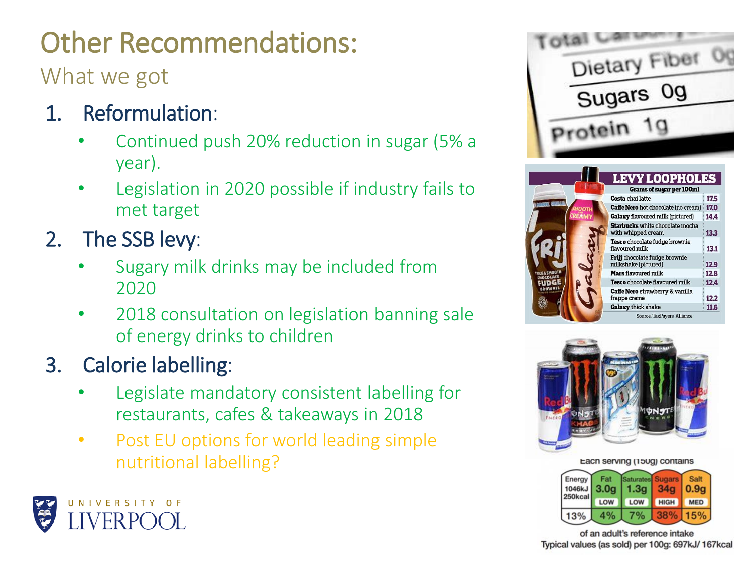# Other Recommendations:

## What we got

1. **Reformulation:**
    - Continued push 20% reduction in sugar (5% a year).
    - Legislation in 2020 possible if industry fails to met target
2. **The SSB levy:**
    - Sugary milk drinks may be included from 2020
    - 2018 consultation on legislation banning sale of energy drinks to children
3. **Calorie labelling:**
    - Legislate mandatory consistent labelling for restaurants, cafes & takeaways in 2018
    - Post EU options for world leading simple nutritional labelling?

Total Carbohydrate
Dietary Fiber 0g
Sugars 0g
Protein 1g

**LEVY LOOPHOLES**

Grams of sugar per 100ml

| | |
|---|---|
| Costa chai latte | 17.5 |
| Caffe Nero hot chocolate (no cream) | 17.0 |
| Galaxy flavoured milk (pictured) | 14.4 |
| Starbucks white chocolate mocha with whipped cream | 13.3 |
| Tesco chocolate fudge brownie flavoured milk | 13.1 |
| Frijj chocolate fudge brownie milkshake (pictured) | 12.9 |
| Mars flavoured milk | 12.8 |
| Tesco chocolate flavoured milk | 12.4 |
| Caffe Nero strawberry & vanilla frappe creme | 12.2 |
| Galaxy thick shake | 11.6 |

Source: TaxPayers' Alliance

Each serving (150g) contains

| Energy | Fat | Saturates | Sugars | Salt |
|---|---|---|---|---|
| 1046kJ 250kcal | 3.0g | 1.3g | 34g | 0.9g |
| | LOW | LOW | HIGH | MED |
| 13% | 4% | 7% | 38% | 15% |

of an adult's reference intake

Typical values (as sold) per 100g: 697kJ/ 167kcal